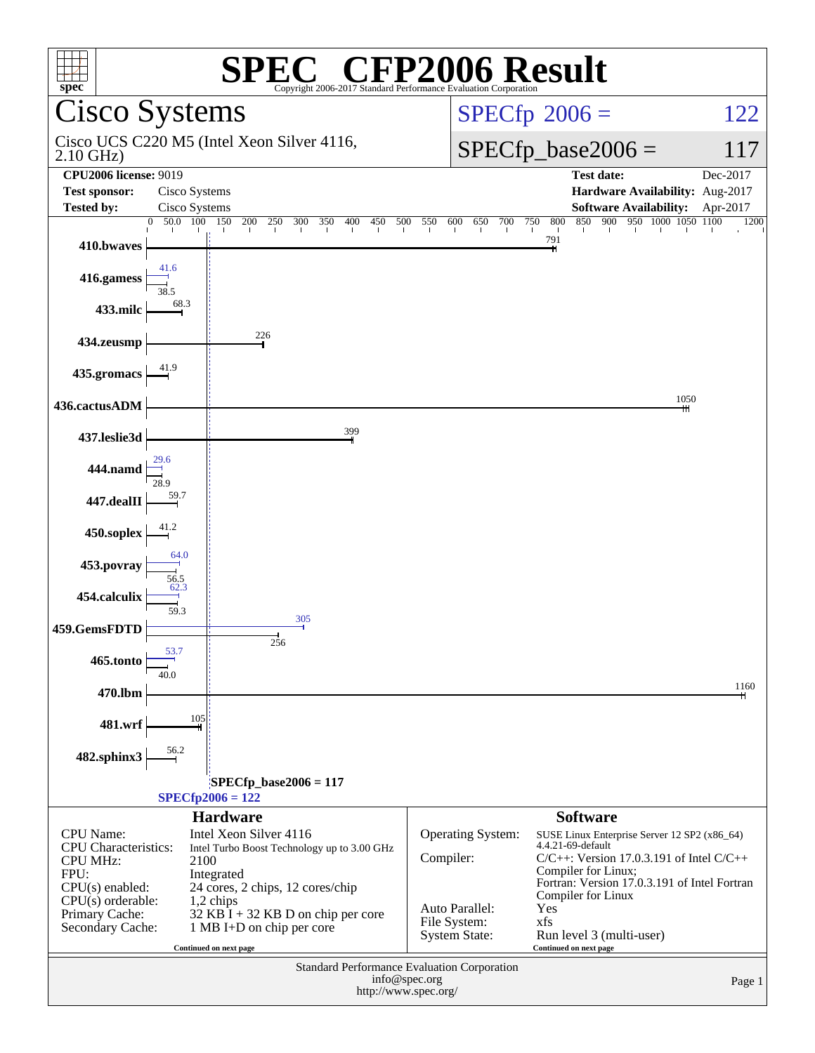# SPEC® CFP2006 Result

Copyright 2006-2017 Standard Performance Evaluation Corporation

## Cisco Systems

Cisco UCS C220 M5 (Intel Xeon Silver 4116, 2.10 GHz)

SPECfp 2006 = 122

SPECfp_base2006 = 117

| | | | |
|---|---|---|---|
| **CPU2006 license:** 9019 | | **Test date:** | Dec-2017 |
| **Test sponsor:** | Cisco Systems | **Hardware Availability:** | Aug-2017 |
| **Tested by:** | Cisco Systems | **Software Availability:** | Apr-2017 |

| Benchmark | Peak | Base |
|---|---|---|
| 410.bwaves | | 791 |
| 416.gamess | 41.6 | 38.5 |
| 433.milc | | 68.3 |
| 434.zeusmp | | 226 |
| 435.gromacs | | 41.9 |
| 436.cactusADM | | 1050 |
| 437.leslie3d | | 399 |
| 444.namd | 29.6 | 28.9 |
| 447.dealII | | 59.7 |
| 450.soplex | | 41.2 |
| 453.povray | 64.0 | 56.5 |
| 454.calculix | 62.3 | 59.3 |
| 459.GemsFDTD | 305 | 256 |
| 465.tonto | 53.7 | 40.0 |
| 470.lbm | | 1160 |
| 481.wrf | | 105 |
| 482.sphinx3 | | 56.2 |

SPECfp_base2006 = 117

SPECfp2006 = 122

### Hardware

| | |
|---|---|
| CPU Name: | Intel Xeon Silver 4116 |
| CPU Characteristics: | Intel Turbo Boost Technology up to 3.00 GHz |
| CPU MHz: | 2100 |
| FPU: | Integrated |
| CPU(s) enabled: | 24 cores, 2 chips, 12 cores/chip |
| CPU(s) orderable: | 1,2 chips |
| Primary Cache: | 32 KB I + 32 KB D on chip per core |
| Secondary Cache: | 1 MB I+D on chip per core |

Continued on next page

### Software

| | |
|---|---|
| Operating System: | SUSE Linux Enterprise Server 12 SP2 (x86_64) 4.4.21-69-default |
| Compiler: | C/C++: Version 17.0.3.191 of Intel C/C++ Compiler for Linux; Fortran: Version 17.0.3.191 of Intel Fortran Compiler for Linux |
| Auto Parallel: | Yes |
| File System: | xfs |
| System State: | Run level 3 (multi-user) |

Continued on next page

Standard Performance Evaluation Corporation
info@spec.org
http://www.spec.org/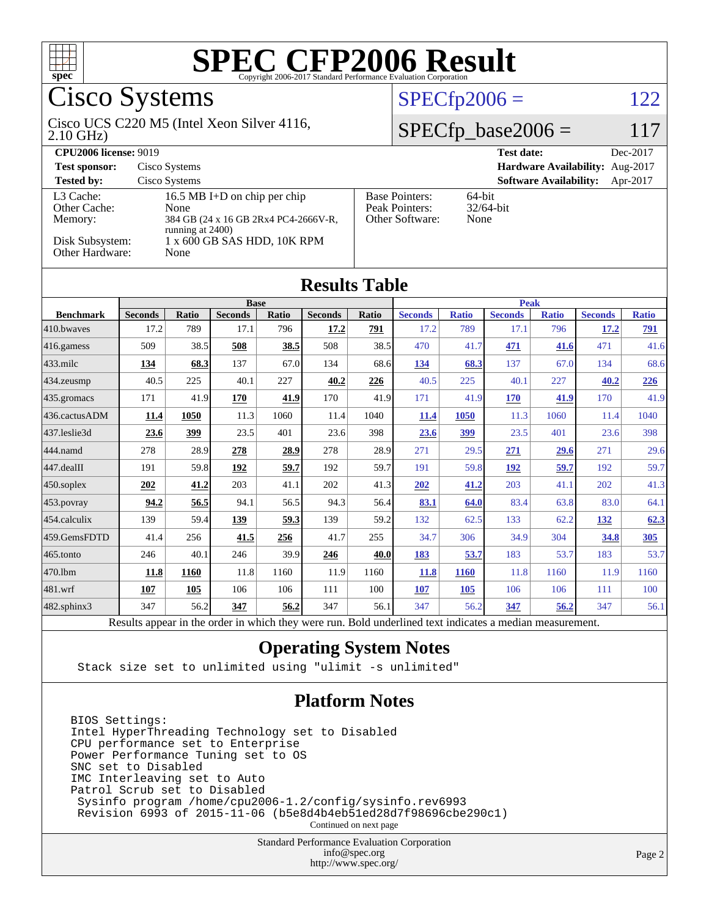# SPEC CFP2006 Result

Copyright 2006-2017 Standard Performance Evaluation Corporation

## Cisco Systems

Cisco UCS C220 M5 (Intel Xeon Silver 4116, 2.10 GHz)

SPECfp2006 = 122

SPECfp_base2006 = 117

| | | | |
|---|---|---|---|
| **CPU2006 license:** 9019 | | **Test date:** | Dec-2017 |
| **Test sponsor:** | Cisco Systems | **Hardware Availability:** | Aug-2017 |
| **Tested by:** | Cisco Systems | **Software Availability:** | Apr-2017 |

| | |
|---|---|
| L3 Cache: | 16.5 MB I+D on chip per chip |
| Other Cache: | None |
| Memory: | 384 GB (24 x 16 GB 2Rx4 PC4-2666V-R, running at 2400) |
| Disk Subsystem: | 1 x 600 GB SAS HDD, 10K RPM |
| Other Hardware: | None |

| | |
|---|---|
| Base Pointers: | 64-bit |
| Peak Pointers: | 32/64-bit |
| Other Software: | None |

## Results Table

| Benchmark | Base | | | | | | Peak | | | | | |
|---|---|---|---|---|---|---|---|---|---|---|---|---|
| | Seconds | Ratio | Seconds | Ratio | Seconds | Ratio | Seconds | Ratio | Seconds | Ratio | Seconds | Ratio |
| 410.bwaves | 17.2 | 789 | 17.1 | 796 | **17.2** | **791** | 17.2 | 789 | 17.1 | 796 | **17.2** | **791** |
| 416.gamess | 509 | 38.5 | **508** | **38.5** | 508 | 38.5 | 470 | 41.7 | **471** | **41.6** | 471 | 41.6 |
| 433.milc | **134** | **68.3** | 137 | 67.0 | 134 | 68.6 | **134** | **68.3** | 137 | 67.0 | 134 | 68.6 |
| 434.zeusmp | 40.5 | 225 | 40.1 | 227 | **40.2** | **226** | 40.5 | 225 | 40.1 | 227 | **40.2** | **226** |
| 435.gromacs | 171 | 41.9 | **170** | **41.9** | 170 | 41.9 | 171 | 41.9 | **170** | **41.9** | 170 | 41.9 |
| 436.cactusADM | **11.4** | **1050** | 11.3 | 1060 | 11.4 | 1040 | **11.4** | **1050** | 11.3 | 1060 | 11.4 | 1040 |
| 437.leslie3d | **23.6** | **399** | 23.5 | 401 | 23.6 | 398 | **23.6** | **399** | 23.5 | 401 | 23.6 | 398 |
| 444.namd | 278 | 28.9 | **278** | **28.9** | 278 | 28.9 | 271 | 29.5 | **271** | **29.6** | 271 | 29.6 |
| 447.dealII | 191 | 59.8 | **192** | **59.7** | 192 | 59.7 | 191 | 59.8 | **192** | **59.7** | 192 | 59.7 |
| 450.soplex | **202** | **41.2** | 203 | 41.1 | 202 | 41.3 | **202** | **41.2** | 203 | 41.1 | 202 | 41.3 |
| 453.povray | **94.2** | **56.5** | 94.1 | 56.5 | 94.3 | 56.4 | **83.1** | **64.0** | 83.4 | 63.8 | 83.0 | 64.1 |
| 454.calculix | 139 | 59.4 | **139** | **59.3** | 139 | 59.2 | 132 | 62.5 | 133 | 62.2 | **132** | **62.3** |
| 459.GemsFDTD | 41.4 | 256 | **41.5** | **256** | 41.7 | 255 | 34.7 | 306 | 34.9 | 304 | **34.8** | **305** |
| 465.tonto | 246 | 40.1 | 246 | 39.9 | **246** | **40.0** | **183** | **53.7** | 183 | 53.7 | 183 | 53.7 |
| 470.lbm | **11.8** | **1160** | 11.8 | 1160 | 11.9 | 1160 | **11.8** | **1160** | 11.8 | 1160 | 11.9 | 1160 |
| 481.wrf | **107** | **105** | 106 | 106 | 111 | 100 | **107** | **105** | 106 | 106 | 111 | 100 |
| 482.sphinx3 | 347 | 56.2 | **347** | **56.2** | 347 | 56.1 | 347 | 56.2 | **347** | **56.2** | 347 | 56.1 |

Results appear in the order in which they were run. Bold underlined text indicates a median measurement.

## Operating System Notes

```
Stack size set to unlimited using "ulimit -s unlimited"
```

## Platform Notes

```
BIOS Settings:
Intel HyperThreading Technology set to Disabled
CPU performance set to Enterprise
Power Performance Tuning set to OS
SNC set to Disabled
IMC Interleaving set to Auto
Patrol Scrub set to Disabled
 Sysinfo program /home/cpu2006-1.2/config/sysinfo.rev6993
 Revision 6993 of 2015-11-06 (b5e8d4b4eb51ed28d7f98696cbe290c1)
```

Continued on next page

Standard Performance Evaluation Corporation
info@spec.org
http://www.spec.org/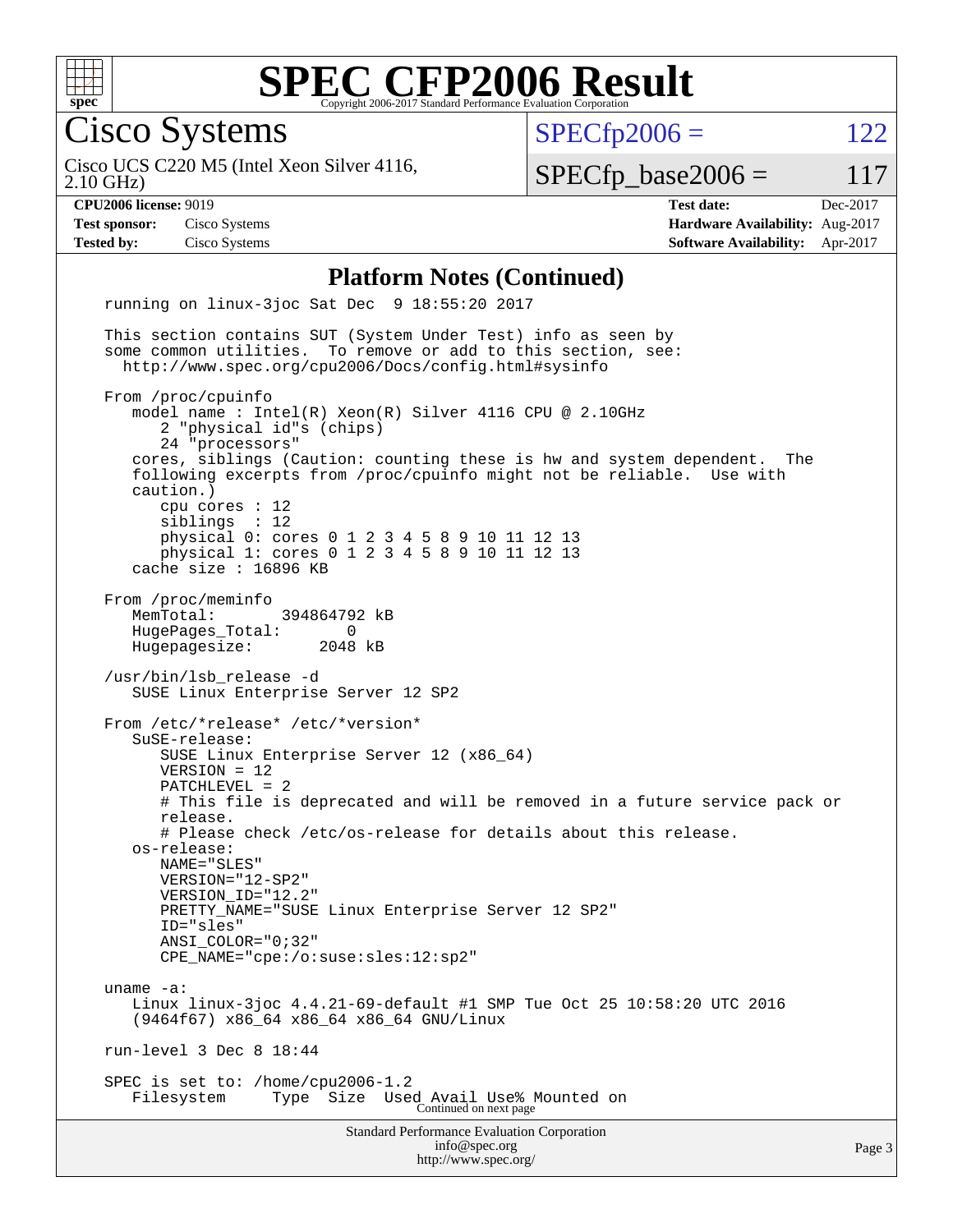# SPEC CFP2006 Result

Copyright 2006-2017 Standard Performance Evaluation Corporation

## Cisco Systems

Cisco UCS C220 M5 (Intel Xeon Silver 4116, 2.10 GHz)

| | |
|---|---|
| SPECfp2006 = | 122 |
| SPECfp_base2006 = | 117 |

| | | | |
|---|---|---|---|
| **CPU2006 license:** 9019 | | **Test date:** | Dec-2017 |
| **Test sponsor:** | Cisco Systems | **Hardware Availability:** | Aug-2017 |
| **Tested by:** | Cisco Systems | **Software Availability:** | Apr-2017 |

### Platform Notes (Continued)

```
running on linux-3joc Sat Dec  9 18:55:20 2017

This section contains SUT (System Under Test) info as seen by
some common utilities.  To remove or add to this section, see:
  http://www.spec.org/cpu2006/Docs/config.html#sysinfo

From /proc/cpuinfo
   model name : Intel(R) Xeon(R) Silver 4116 CPU @ 2.10GHz
      2 "physical id"s (chips)
      24 "processors"
   cores, siblings (Caution: counting these is hw and system dependent.  The
   following excerpts from /proc/cpuinfo might not be reliable.  Use with
   caution.)
      cpu cores : 12
      siblings  : 12
      physical 0: cores 0 1 2 3 4 5 8 9 10 11 12 13
      physical 1: cores 0 1 2 3 4 5 8 9 10 11 12 13
   cache size : 16896 KB

From /proc/meminfo
   MemTotal:       394864792 kB
   HugePages_Total:       0
   Hugepagesize:       2048 kB

/usr/bin/lsb_release -d
   SUSE Linux Enterprise Server 12 SP2

From /etc/*release* /etc/*version*
   SuSE-release:
      SUSE Linux Enterprise Server 12 (x86_64)
      VERSION = 12
      PATCHLEVEL = 2
      # This file is deprecated and will be removed in a future service pack or
      release.
      # Please check /etc/os-release for details about this release.
   os-release:
      NAME="SLES"
      VERSION="12-SP2"
      VERSION_ID="12.2"
      PRETTY_NAME="SUSE Linux Enterprise Server 12 SP2"
      ID="sles"
      ANSI_COLOR="0;32"
      CPE_NAME="cpe:/o:suse:sles:12:sp2"

uname -a:
   Linux linux-3joc 4.4.21-69-default #1 SMP Tue Oct 25 10:58:20 UTC 2016
   (9464f67) x86_64 x86_64 x86_64 GNU/Linux

run-level 3 Dec 8 18:44

SPEC is set to: /home/cpu2006-1.2
   Filesystem      Type  Size  Used Avail Use% Mounted on
```

Continued on next page

Standard Performance Evaluation Corporation
info@spec.org
http://www.spec.org/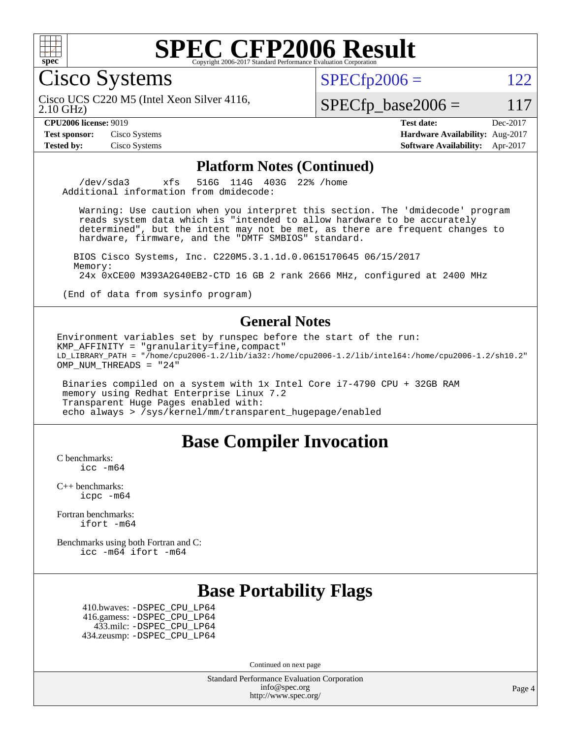# SPEC CFP2006 Result

Copyright 2006-2017 Standard Performance Evaluation Corporation

## Cisco Systems

Cisco UCS C220 M5 (Intel Xeon Silver 4116, 2.10 GHz)

SPECfp2006 = 122

SPECfp_base2006 = 117

| | | | |
|---|---|---|---|
| **CPU2006 license:** 9019 | | **Test date:** | Dec-2017 |
| **Test sponsor:** | Cisco Systems | **Hardware Availability:** | Aug-2017 |
| **Tested by:** | Cisco Systems | **Software Availability:** | Apr-2017 |

### Platform Notes (Continued)

```
     /dev/sda3      xfs   516G  114G  403G  22% /home
 Additional information from dmidecode:

    Warning: Use caution when you interpret this section. The 'dmidecode' program
    reads system data which is "intended to allow hardware to be accurately
    determined", but the intent may not be met, as there are frequent changes to
    hardware, firmware, and the "DMTF SMBIOS" standard.

   BIOS Cisco Systems, Inc. C220M5.3.1.1d.0.0615170645 06/15/2017
   Memory:
    24x 0xCE00 M393A2G40EB2-CTD 16 GB 2 rank 2666 MHz, configured at 2400 MHz

 (End of data from sysinfo program)
```

### General Notes

```
Environment variables set by runspec before the start of the run:
KMP_AFFINITY = "granularity=fine,compact"
LD_LIBRARY_PATH = "/home/cpu2006-1.2/lib/ia32:/home/cpu2006-1.2/lib/intel64:/home/cpu2006-1.2/sh10.2"
OMP_NUM_THREADS = "24"

 Binaries compiled on a system with 1x Intel Core i7-4790 CPU + 32GB RAM
 memory using Redhat Enterprise Linux 7.2
 Transparent Huge Pages enabled with:
 echo always > /sys/kernel/mm/transparent_hugepage/enabled
```

## Base Compiler Invocation

C benchmarks:
    icc -m64

C++ benchmarks:
    icpc -m64

Fortran benchmarks:
    ifort -m64

Benchmarks using both Fortran and C:
    icc -m64 ifort -m64

## Base Portability Flags

410.bwaves: -DSPEC_CPU_LP64
416.gamess: -DSPEC_CPU_LP64
433.milc: -DSPEC_CPU_LP64
434.zeusmp: -DSPEC_CPU_LP64

Continued on next page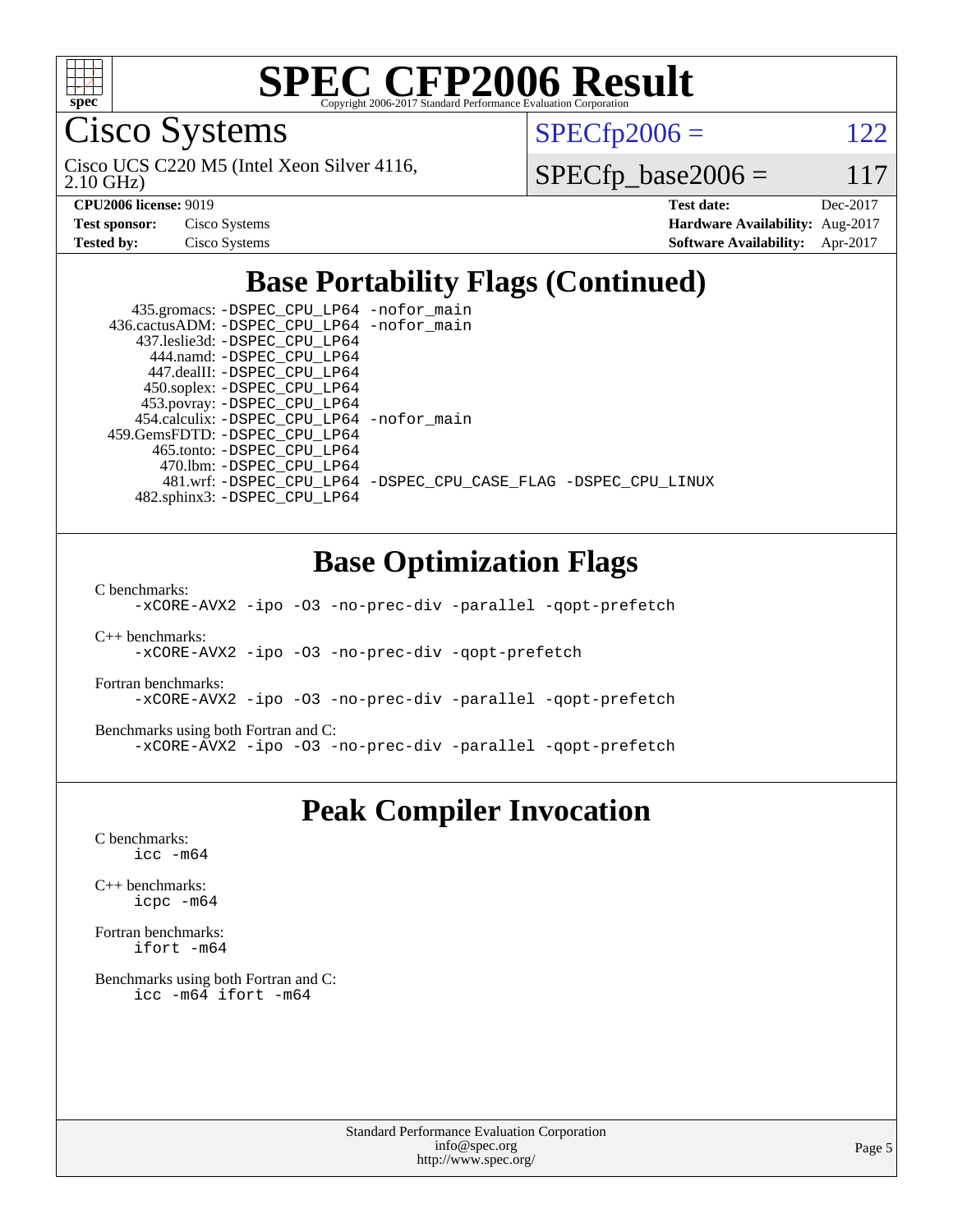# SPEC CFP2006 Result

Copyright 2006-2017 Standard Performance Evaluation Corporation

## Cisco Systems

Cisco UCS C220 M5 (Intel Xeon Silver 4116, 2.10 GHz)

SPECfp2006 = 122

SPECfp_base2006 = 117

| | | | |
|---|---|---|---|
| **CPU2006 license:** 9019 | | **Test date:** | Dec-2017 |
| **Test sponsor:** | Cisco Systems | **Hardware Availability:** | Aug-2017 |
| **Tested by:** | Cisco Systems | **Software Availability:** | Apr-2017 |

## Base Portability Flags (Continued)

```
    435.gromacs: -DSPEC_CPU_LP64 -nofor_main
 436.cactusADM: -DSPEC_CPU_LP64 -nofor_main
   437.leslie3d: -DSPEC_CPU_LP64
      444.namd: -DSPEC_CPU_LP64
     447.dealII: -DSPEC_CPU_LP64
     450.soplex: -DSPEC_CPU_LP64
     453.povray: -DSPEC_CPU_LP64
   454.calculix: -DSPEC_CPU_LP64 -nofor_main
 459.GemsFDTD: -DSPEC_CPU_LP64
      465.tonto: -DSPEC_CPU_LP64
       470.lbm: -DSPEC_CPU_LP64
       481.wrf: -DSPEC_CPU_LP64 -DSPEC_CPU_CASE_FLAG -DSPEC_CPU_LINUX
    482.sphinx3: -DSPEC_CPU_LP64
```

## Base Optimization Flags

C benchmarks:
```
-xCORE-AVX2 -ipo -O3 -no-prec-div -parallel -qopt-prefetch
```

C++ benchmarks:
```
-xCORE-AVX2 -ipo -O3 -no-prec-div -qopt-prefetch
```

Fortran benchmarks:
```
-xCORE-AVX2 -ipo -O3 -no-prec-div -parallel -qopt-prefetch
```

Benchmarks using both Fortran and C:
```
-xCORE-AVX2 -ipo -O3 -no-prec-div -parallel -qopt-prefetch
```

## Peak Compiler Invocation

C benchmarks:
```
icc -m64
```

C++ benchmarks:
```
icpc -m64
```

Fortran benchmarks:
```
ifort -m64
```

Benchmarks using both Fortran and C:
```
icc -m64 ifort -m64
```

Standard Performance Evaluation Corporation
info@spec.org
http://www.spec.org/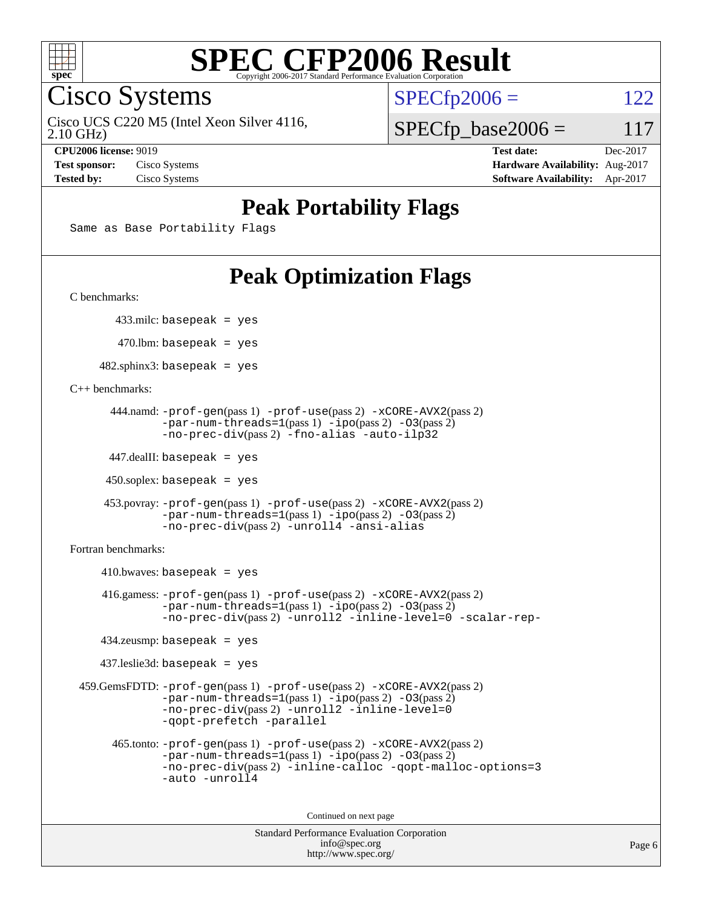# SPEC CFP2006 Result

Copyright 2006-2017 Standard Performance Evaluation Corporation

## Cisco Systems

Cisco UCS C220 M5 (Intel Xeon Silver 4116, 2.10 GHz)

SPECfp2006 = 122

SPECfp_base2006 = 117

**CPU2006 license:** 9019
**Test sponsor:** Cisco Systems
**Tested by:** Cisco Systems

**Test date:** Dec-2017
**Hardware Availability:** Aug-2017
**Software Availability:** Apr-2017

## Peak Portability Flags

Same as Base Portability Flags

## Peak Optimization Flags

C benchmarks:

433.milc: basepeak = yes

470.lbm: basepeak = yes

482.sphinx3: basepeak = yes

C++ benchmarks:

444.namd: -prof-gen(pass 1) -prof-use(pass 2) -xCORE-AVX2(pass 2) -par-num-threads=1(pass 1) -ipo(pass 2) -O3(pass 2) -no-prec-div(pass 2) -fno-alias -auto-ilp32

447.dealII: basepeak = yes

450.soplex: basepeak = yes

453.povray: -prof-gen(pass 1) -prof-use(pass 2) -xCORE-AVX2(pass 2) -par-num-threads=1(pass 1) -ipo(pass 2) -O3(pass 2) -no-prec-div(pass 2) -unroll4 -ansi-alias

Fortran benchmarks:

410.bwaves: basepeak = yes

416.gamess: -prof-gen(pass 1) -prof-use(pass 2) -xCORE-AVX2(pass 2) -par-num-threads=1(pass 1) -ipo(pass 2) -O3(pass 2) -no-prec-div(pass 2) -unroll2 -inline-level=0 -scalar-rep-

434.zeusmp: basepeak = yes

437.leslie3d: basepeak = yes

459.GemsFDTD: -prof-gen(pass 1) -prof-use(pass 2) -xCORE-AVX2(pass 2) -par-num-threads=1(pass 1) -ipo(pass 2) -O3(pass 2) -no-prec-div(pass 2) -unroll2 -inline-level=0 -qopt-prefetch -parallel

465.tonto: -prof-gen(pass 1) -prof-use(pass 2) -xCORE-AVX2(pass 2) -par-num-threads=1(pass 1) -ipo(pass 2) -O3(pass 2) -no-prec-div(pass 2) -inline-calloc -qopt-malloc-options=3 -auto -unroll4

Continued on next page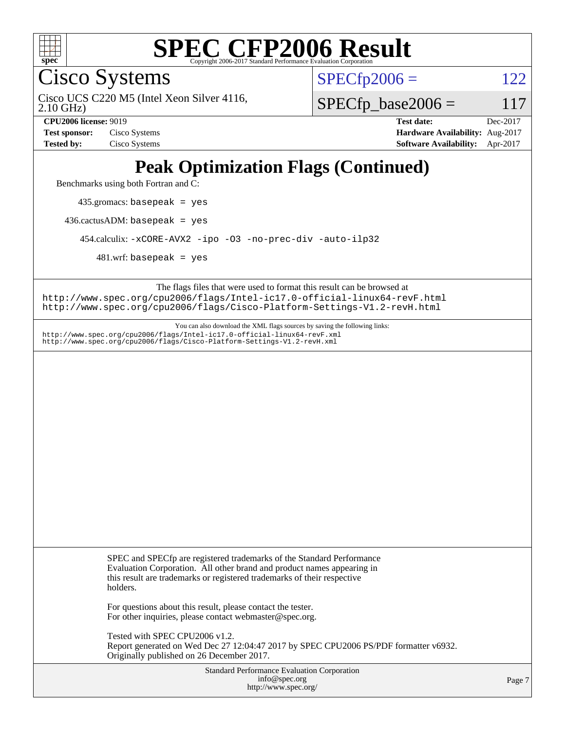# Peak Optimization Flags (Continued)

Benchmarks using both Fortran and C:

435.gromacs: `basepeak = yes`

436.cactusADM: `basepeak = yes`

454.calculix: `-xCORE-AVX2 -ipo -O3 -no-prec-div -auto-ilp32`

481.wrf: `basepeak = yes`

The flags files that were used to format this result can be browsed at
http://www.spec.org/cpu2006/flags/Intel-ic17.0-official-linux64-revF.html
http://www.spec.org/cpu2006/flags/Cisco-Platform-Settings-V1.2-revH.html

You can also download the XML flags sources by saving the following links:
http://www.spec.org/cpu2006/flags/Intel-ic17.0-official-linux64-revF.xml
http://www.spec.org/cpu2006/flags/Cisco-Platform-Settings-V1.2-revH.xml

SPEC and SPECfp are registered trademarks of the Standard Performance Evaluation Corporation. All other brand and product names appearing in this result are trademarks or registered trademarks of their respective holders.

For questions about this result, please contact the tester.
For other inquiries, please contact webmaster@spec.org.

Tested with SPEC CPU2006 v1.2.
Report generated on Wed Dec 27 12:04:47 2017 by SPEC CPU2006 PS/PDF formatter v6932.
Originally published on 26 December 2017.